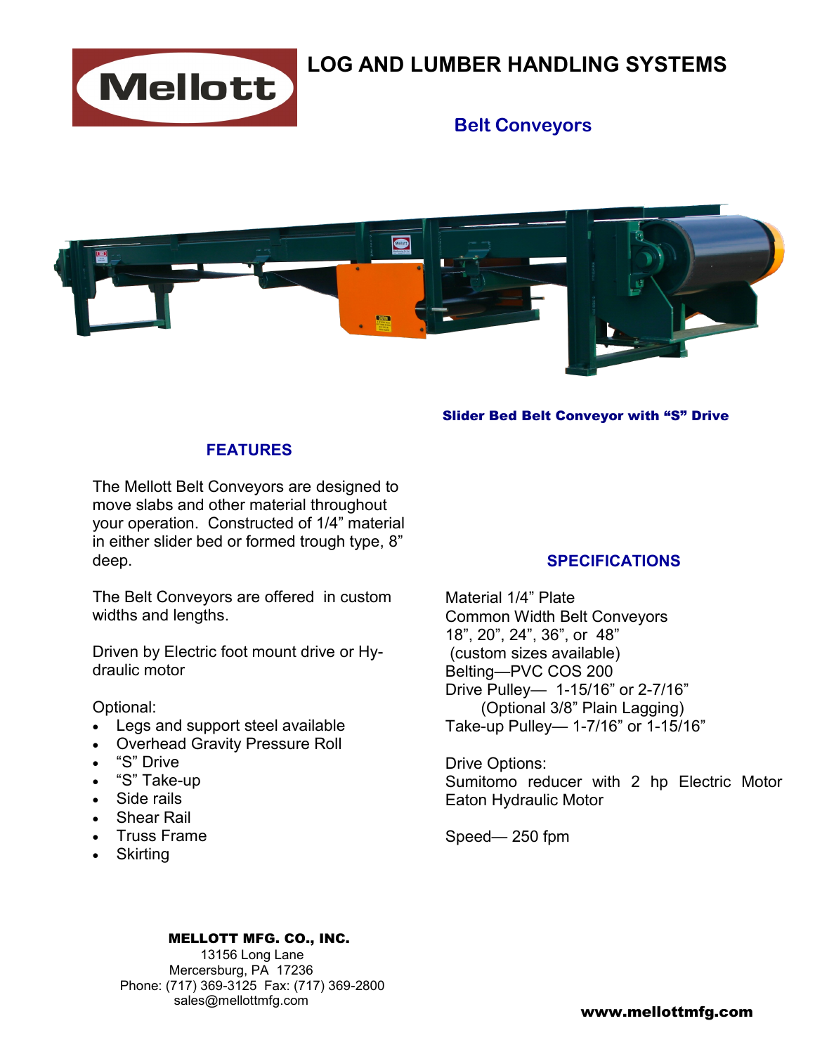# LOG AND LUMBER HANDLING SYSTEMS

## Belt Conveyors

**Slider Bed Belt Conveyor with "S" Drive**

### FEATURES

The Mellott Belt Conveyors are designed to move slabs and other material throughout your operation. Constructed of 1/4" material in either slider bed or formed trough type, 8" deep.

The Belt Conveyors are offered in custom widths and lengths.

Driven by Electric foot mount drive or Hydraulic motor

Optional:

- Legs and support steel available
- Overhead Gravity Pressure Roll
- "S" Drive
- "S" Take-up
- Side rails
- Shear Rail
- Truss Frame
- Skirting

### SPECIFICATIONS

Material 1/4" Plate
Common Width Belt Conveyors
18", 20", 24", 36", or 48"
(custom sizes available)
Belting—PVC COS 200
Drive Pulley— 1-15/16" or 2-7/16"
(Optional 3/8" Plain Lagging)
Take-up Pulley— 1-7/16" or 1-15/16"

Drive Options:
Sumitomo reducer with 2 hp Electric Motor
Eaton Hydraulic Motor

Speed— 250 fpm

**MELLOTT MFG. CO., INC.**
13156 Long Lane
Mercersburg, PA 17236
Phone: (717) 369-3125 Fax: (717) 369-2800
sales@mellottmfg.com

**www.mellottmfg.com**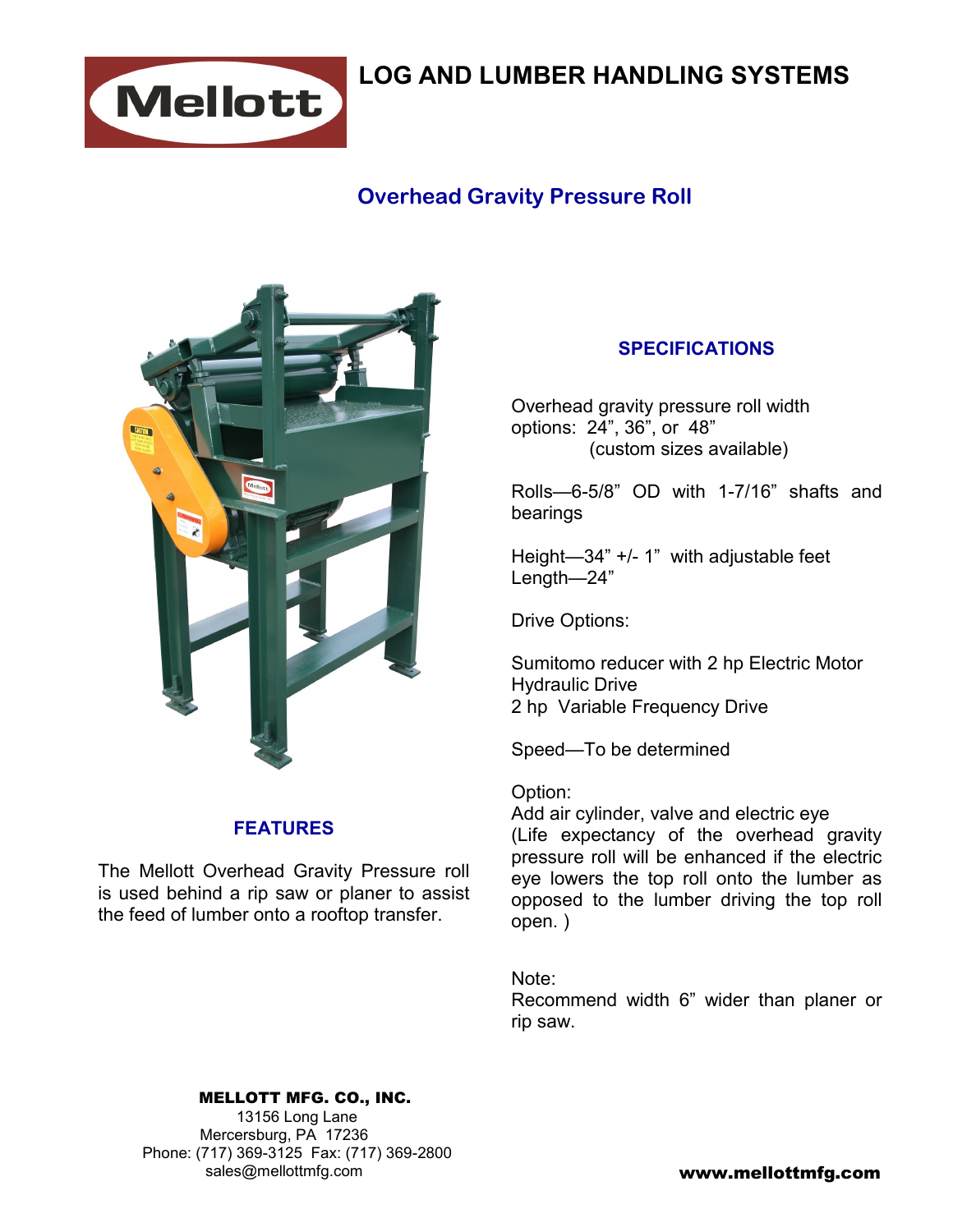# LOG AND LUMBER HANDLING SYSTEMS

## Overhead Gravity Pressure Roll

### SPECIFICATIONS

Overhead gravity pressure roll width options: 24", 36", or 48"
(custom sizes available)

Rolls—6-5/8" OD with 1-7/16" shafts and bearings

Height—34" +/- 1" with adjustable feet
Length—24"

Drive Options:

Sumitomo reducer with 2 hp Electric Motor
Hydraulic Drive
2 hp Variable Frequency Drive

Speed—To be determined

Option:
Add air cylinder, valve and electric eye
(Life expectancy of the overhead gravity pressure roll will be enhanced if the electric eye lowers the top roll onto the lumber as opposed to the lumber driving the top roll open. )

Note:
Recommend width 6" wider than planer or rip saw.

### FEATURES

The Mellott Overhead Gravity Pressure roll is used behind a rip saw or planer to assist the feed of lumber onto a rooftop transfer.

**MELLOTT MFG. CO., INC.**
13156 Long Lane
Mercersburg, PA 17236
Phone: (717) 369-3125 Fax: (717) 369-2800
sales@mellottmfg.com

**www.mellottmfg.com**